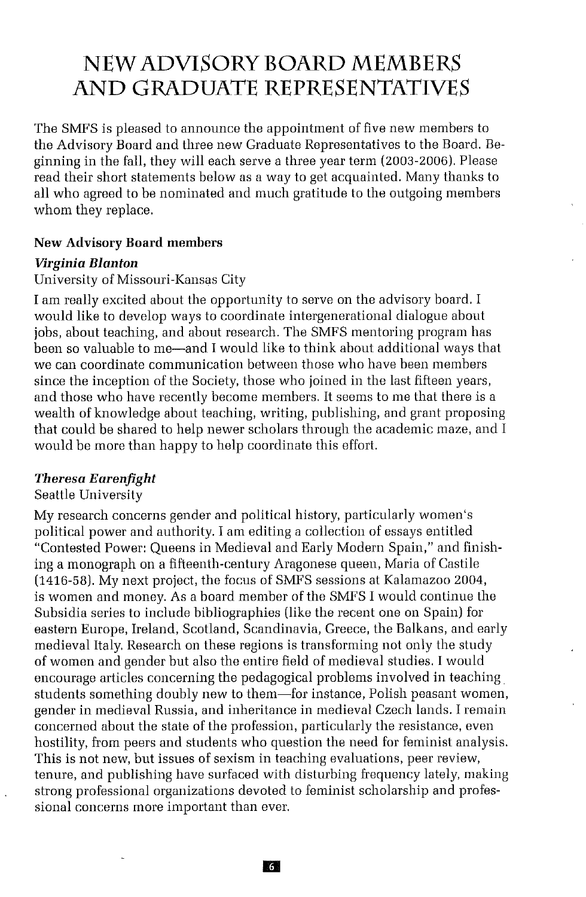# NEW ADVISORY BOARD MEMBERS AND GRADUATE REPRESENTATIVES

The SMFS is pleased to announce the appointment of five new members to the Advisory Board and three new Graduate Representatives to the Board. Beginning in the fall, they will each serve a three year term (2003-2006). Please read their short statements below as a way to get acquainted. Many thanks to all who agreed to be nominated and much gratitude to the outgoing members whom they replace.

**New Advisory Board members**

***Virginia Blanton***

University of Missouri-Kansas City

I am really excited about the opportunity to serve on the advisory board. I would like to develop ways to coordinate intergenerational dialogue about jobs, about teaching, and about research. The SMFS mentoring program has been so valuable to me—and I would like to think about additional ways that we can coordinate communication between those who have been members since the inception of the Society, those who joined in the last fifteen years, and those who have recently become members. It seems to me that there is a wealth of knowledge about teaching, writing, publishing, and grant proposing that could be shared to help newer scholars through the academic maze, and I would be more than happy to help coordinate this effort.

***Theresa Earenfight***

Seattle University

My research concerns gender and political history, particularly women's political power and authority. I am editing a collection of essays entitled "Contested Power: Queens in Medieval and Early Modern Spain," and finishing a monograph on a fifteenth-century Aragonese queen, Maria of Castile (1416-58). My next project, the focus of SMFS sessions at Kalamazoo 2004, is women and money. As a board member of the SMFS I would continue the Subsidia series to include bibliographies (like the recent one on Spain) for eastern Europe, Ireland, Scotland, Scandinavia, Greece, the Balkans, and early medieval Italy. Research on these regions is transforming not only the study of women and gender but also the entire field of medieval studies. I would encourage articles concerning the pedagogical problems involved in teaching students something doubly new to them—for instance, Polish peasant women, gender in medieval Russia, and inheritance in medieval Czech lands. I remain concerned about the state of the profession, particularly the resistance, even hostility, from peers and students who question the need for feminist analysis. This is not new, but issues of sexism in teaching evaluations, peer review, tenure, and publishing have surfaced with disturbing frequency lately, making strong professional organizations devoted to feminist scholarship and professional concerns more important than ever.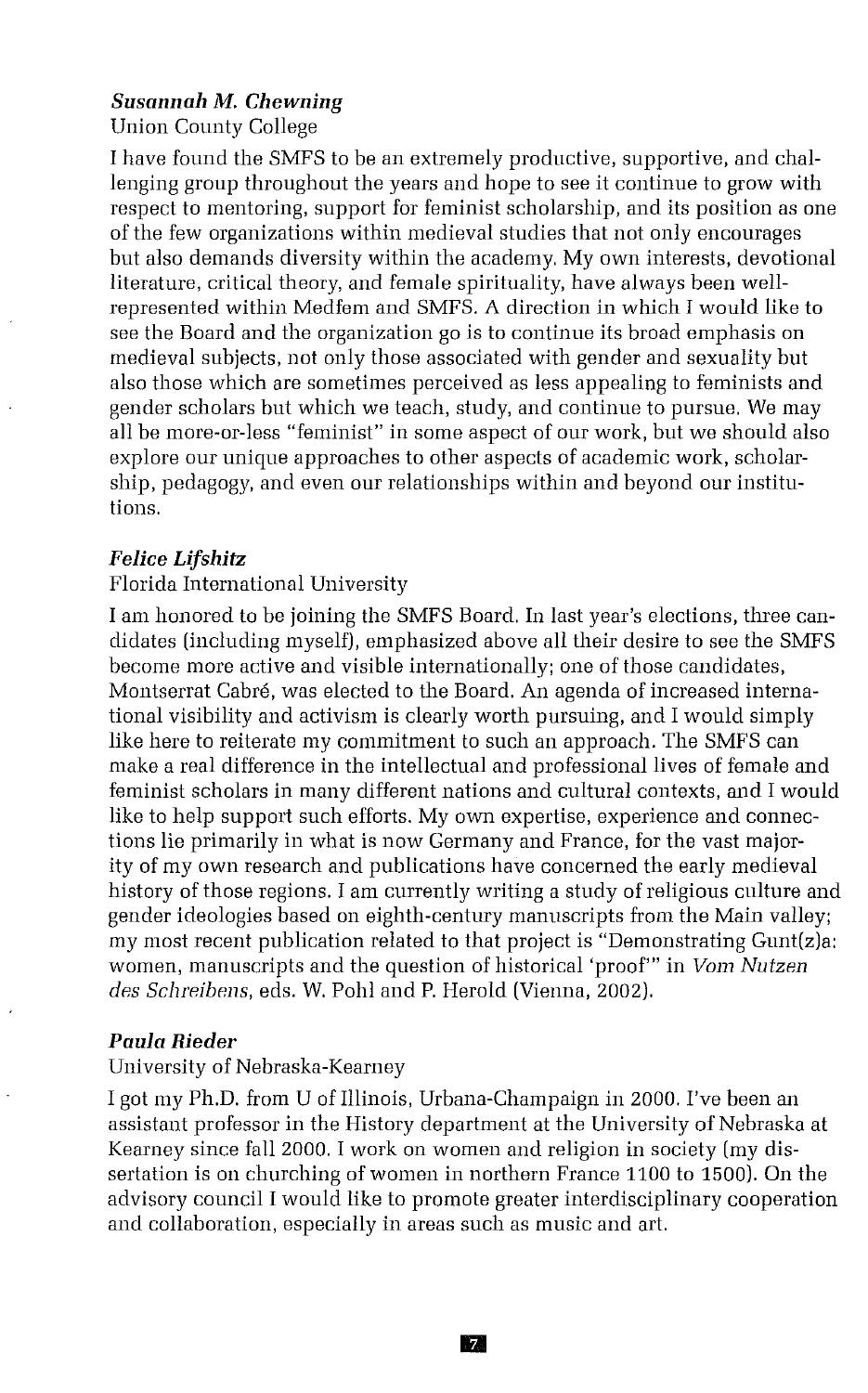***Susannah M. Chewning***

Union County College

I have found the SMFS to be an extremely productive, supportive, and challenging group throughout the years and hope to see it continue to grow with respect to mentoring, support for feminist scholarship, and its position as one of the few organizations within medieval studies that not only encourages but also demands diversity within the academy. My own interests, devotional literature, critical theory, and female spirituality, have always been well-represented within Medfem and SMFS. A direction in which I would like to see the Board and the organization go is to continue its broad emphasis on medieval subjects, not only those associated with gender and sexuality but also those which are sometimes perceived as less appealing to feminists and gender scholars but which we teach, study, and continue to pursue. We may all be more-or-less "feminist" in some aspect of our work, but we should also explore our unique approaches to other aspects of academic work, scholarship, pedagogy, and even our relationships within and beyond our institutions.

***Felice Lifshitz***

Florida International University

I am honored to be joining the SMFS Board. In last year's elections, three candidates (including myself), emphasized above all their desire to see the SMFS become more active and visible internationally; one of those candidates, Montserrat Cabré, was elected to the Board. An agenda of increased international visibility and activism is clearly worth pursuing, and I would simply like here to reiterate my commitment to such an approach. The SMFS can make a real difference in the intellectual and professional lives of female and feminist scholars in many different nations and cultural contexts, and I would like to help support such efforts. My own expertise, experience and connections lie primarily in what is now Germany and France, for the vast majority of my own research and publications have concerned the early medieval history of those regions. I am currently writing a study of religious culture and gender ideologies based on eighth-century manuscripts from the Main valley; my most recent publication related to that project is "Demonstrating Gunt(z)a: women, manuscripts and the question of historical 'proof'" in *Vom Nutzen des Schreibens*, eds. W. Pohl and P. Herold (Vienna, 2002).

***Paula Rieder***

University of Nebraska-Kearney

I got my Ph.D. from U of Illinois, Urbana-Champaign in 2000. I've been an assistant professor in the History department at the University of Nebraska at Kearney since fall 2000. I work on women and religion in society (my dissertation is on churching of women in northern France 1100 to 1500). On the advisory council I would like to promote greater interdisciplinary cooperation and collaboration, especially in areas such as music and art.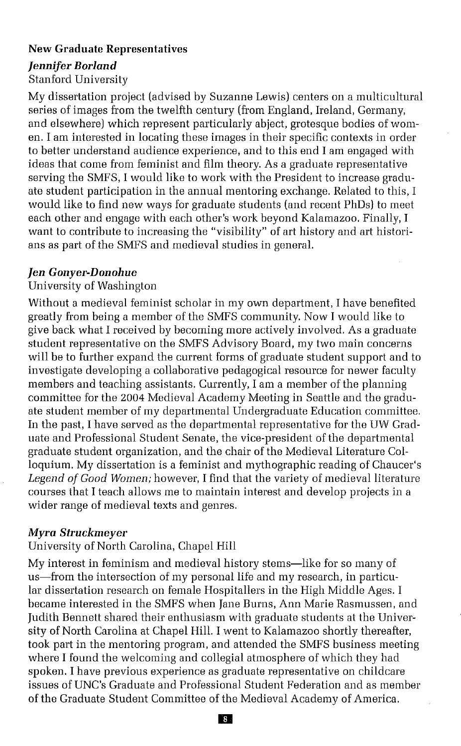### New Graduate Representatives

#### *Jennifer Borland*

Stanford University

My dissertation project (advised by Suzanne Lewis) centers on a multicultural series of images from the twelfth century (from England, Ireland, Germany, and elsewhere) which represent particularly abject, grotesque bodies of women. I am interested in locating these images in their specific contexts in order to better understand audience experience, and to this end I am engaged with ideas that come from feminist and film theory. As a graduate representative serving the SMFS, I would like to work with the President to increase graduate student participation in the annual mentoring exchange. Related to this, I would like to find new ways for graduate students (and recent PhDs) to meet each other and engage with each other's work beyond Kalamazoo. Finally, I want to contribute to increasing the "visibility" of art history and art historians as part of the SMFS and medieval studies in general.

#### *Jen Gonyer-Donohue*

University of Washington

Without a medieval feminist scholar in my own department, I have benefited greatly from being a member of the SMFS community. Now I would like to give back what I received by becoming more actively involved. As a graduate student representative on the SMFS Advisory Board, my two main concerns will be to further expand the current forms of graduate student support and to investigate developing a collaborative pedagogical resource for newer faculty members and teaching assistants. Currently, I am a member of the planning committee for the 2004 Medieval Academy Meeting in Seattle and the graduate student member of my departmental Undergraduate Education committee. In the past, I have served as the departmental representative for the UW Graduate and Professional Student Senate, the vice-president of the departmental graduate student organization, and the chair of the Medieval Literature Colloquium. My dissertation is a feminist and mythographic reading of Chaucer's *Legend of Good Women;* however, I find that the variety of medieval literature courses that I teach allows me to maintain interest and develop projects in a wider range of medieval texts and genres.

#### *Myra Struckmeyer*

University of North Carolina, Chapel Hill

My interest in feminism and medieval history stems—like for so many of us—from the intersection of my personal life and my research, in particular dissertation research on female Hospitallers in the High Middle Ages. I became interested in the SMFS when Jane Burns, Ann Marie Rasmussen, and Judith Bennett shared their enthusiasm with graduate students at the University of North Carolina at Chapel Hill. I went to Kalamazoo shortly thereafter, took part in the mentoring program, and attended the SMFS business meeting where I found the welcoming and collegial atmosphere of which they had spoken. I have previous experience as graduate representative on childcare issues of UNC's Graduate and Professional Student Federation and as member of the Graduate Student Committee of the Medieval Academy of America.